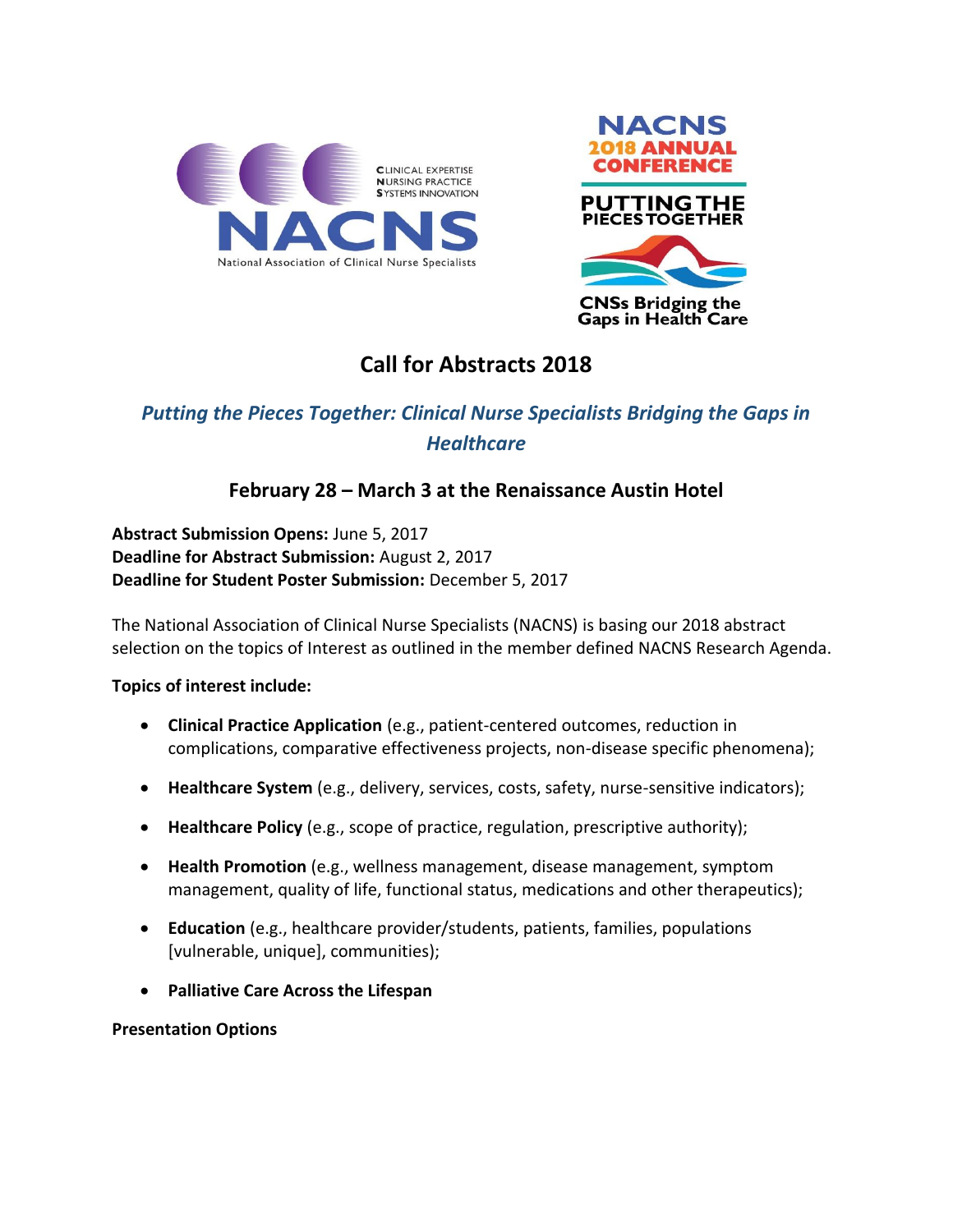CLINICAL EXPERTISE
NURSING PRACTICE
SYSTEMS INNOVATION

NACNS

National Association of Clinical Nurse Specialists

NACNS 2018 ANNUAL CONFERENCE

PUTTING THE PIECES TOGETHER

CNSs Bridging the Gaps in Health Care

# Call for Abstracts 2018

## *Putting the Pieces Together: Clinical Nurse Specialists Bridging the Gaps in Healthcare*

### February 28 – March 3 at the Renaissance Austin Hotel

**Abstract Submission Opens:** June 5, 2017
**Deadline for Abstract Submission:** August 2, 2017
**Deadline for Student Poster Submission:** December 5, 2017

The National Association of Clinical Nurse Specialists (NACNS) is basing our 2018 abstract selection on the topics of Interest as outlined in the member defined NACNS Research Agenda.

**Topics of interest include:**

- **Clinical Practice Application** (e.g., patient-centered outcomes, reduction in complications, comparative effectiveness projects, non-disease specific phenomena);
- **Healthcare System** (e.g., delivery, services, costs, safety, nurse-sensitive indicators);
- **Healthcare Policy** (e.g., scope of practice, regulation, prescriptive authority);
- **Health Promotion** (e.g., wellness management, disease management, symptom management, quality of life, functional status, medications and other therapeutics);
- **Education** (e.g., healthcare provider/students, patients, families, populations [vulnerable, unique], communities);
- **Palliative Care Across the Lifespan**

**Presentation Options**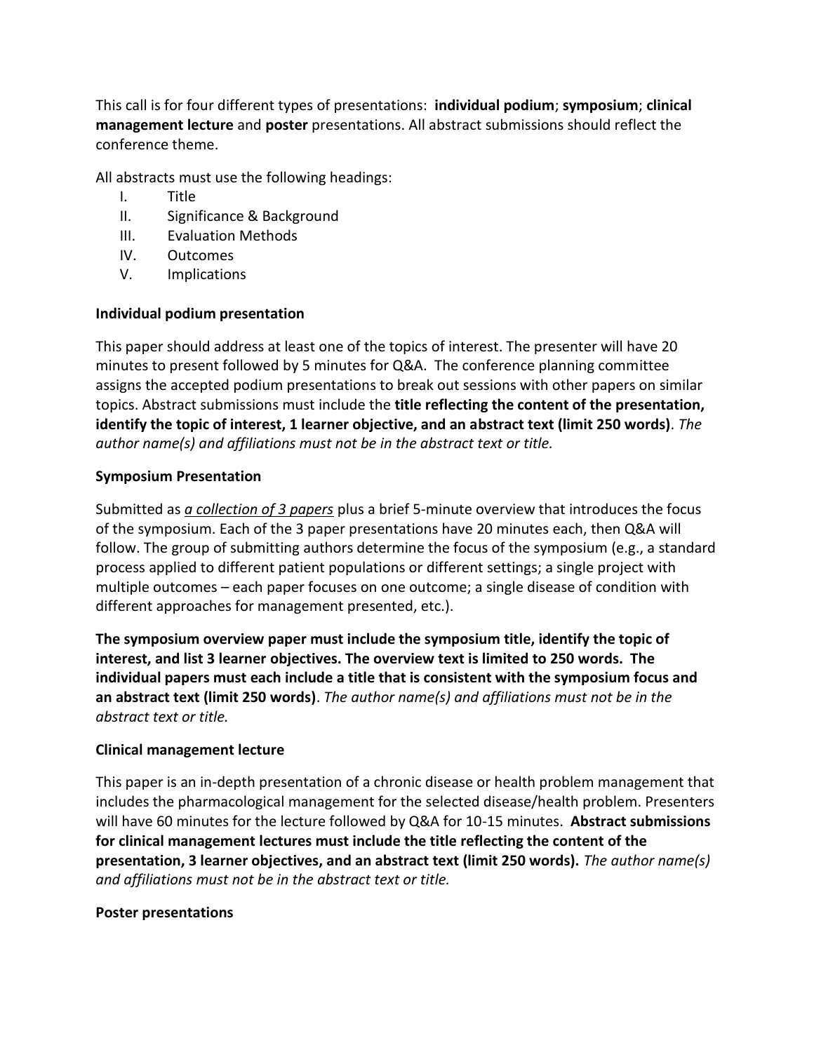This call is for four different types of presentations: **individual podium**; **symposium**; **clinical management lecture** and **poster** presentations. All abstract submissions should reflect the conference theme.

All abstracts must use the following headings:

I. Title
II. Significance & Background
III. Evaluation Methods
IV. Outcomes
V. Implications

**Individual podium presentation**

This paper should address at least one of the topics of interest. The presenter will have 20 minutes to present followed by 5 minutes for Q&A. The conference planning committee assigns the accepted podium presentations to break out sessions with other papers on similar topics. Abstract submissions must include the **title reflecting the content of the presentation, identify the topic of interest, 1 learner objective, and an abstract text (limit 250 words)**. *The author name(s) and affiliations must not be in the abstract text or title.*

**Symposium Presentation**

Submitted as ***a collection of 3 papers*** plus a brief 5-minute overview that introduces the focus of the symposium. Each of the 3 paper presentations have 20 minutes each, then Q&A will follow. The group of submitting authors determine the focus of the symposium (e.g., a standard process applied to different patient populations or different settings; a single project with multiple outcomes – each paper focuses on one outcome; a single disease of condition with different approaches for management presented, etc.).

**The symposium overview paper must include the symposium title, identify the topic of interest, and list 3 learner objectives. The overview text is limited to 250 words. The individual papers must each include a title that is consistent with the symposium focus and an abstract text (limit 250 words)**. *The author name(s) and affiliations must not be in the abstract text or title.*

**Clinical management lecture**

This paper is an in-depth presentation of a chronic disease or health problem management that includes the pharmacological management for the selected disease/health problem. Presenters will have 60 minutes for the lecture followed by Q&A for 10-15 minutes. **Abstract submissions for clinical management lectures must include the title reflecting the content of the presentation, 3 learner objectives, and an abstract text (limit 250 words).** *The author name(s) and affiliations must not be in the abstract text or title.*

**Poster presentations**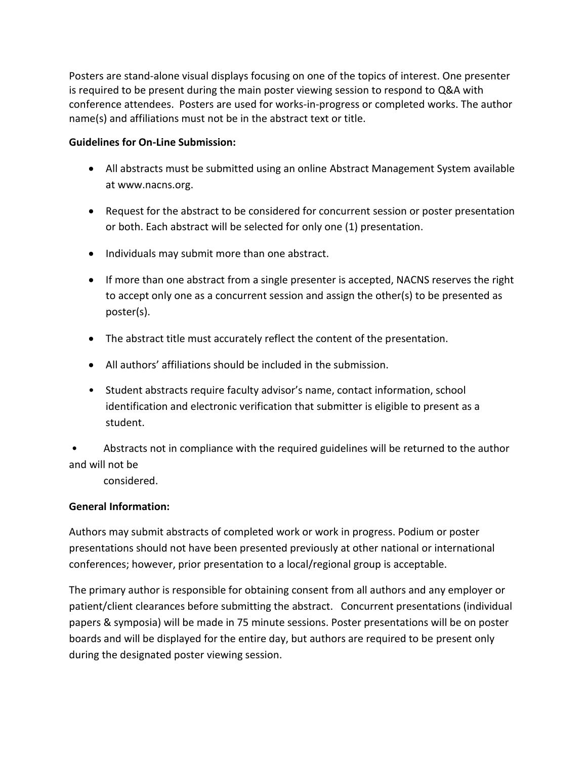Posters are stand-alone visual displays focusing on one of the topics of interest. One presenter is required to be present during the main poster viewing session to respond to Q&A with conference attendees. Posters are used for works-in-progress or completed works. The author name(s) and affiliations must not be in the abstract text or title.

**Guidelines for On-Line Submission:**

- All abstracts must be submitted using an online Abstract Management System available at www.nacns.org.
- Request for the abstract to be considered for concurrent session or poster presentation or both. Each abstract will be selected for only one (1) presentation.
- Individuals may submit more than one abstract.
- If more than one abstract from a single presenter is accepted, NACNS reserves the right to accept only one as a concurrent session and assign the other(s) to be presented as poster(s).
- The abstract title must accurately reflect the content of the presentation.
- All authors' affiliations should be included in the submission.
- Student abstracts require faculty advisor's name, contact information, school identification and electronic verification that submitter is eligible to present as a student.
- Abstracts not in compliance with the required guidelines will be returned to the author and will not be considered.

**General Information:**

Authors may submit abstracts of completed work or work in progress. Podium or poster presentations should not have been presented previously at other national or international conferences; however, prior presentation to a local/regional group is acceptable.

The primary author is responsible for obtaining consent from all authors and any employer or patient/client clearances before submitting the abstract. Concurrent presentations (individual papers & symposia) will be made in 75 minute sessions. Poster presentations will be on poster boards and will be displayed for the entire day, but authors are required to be present only during the designated poster viewing session.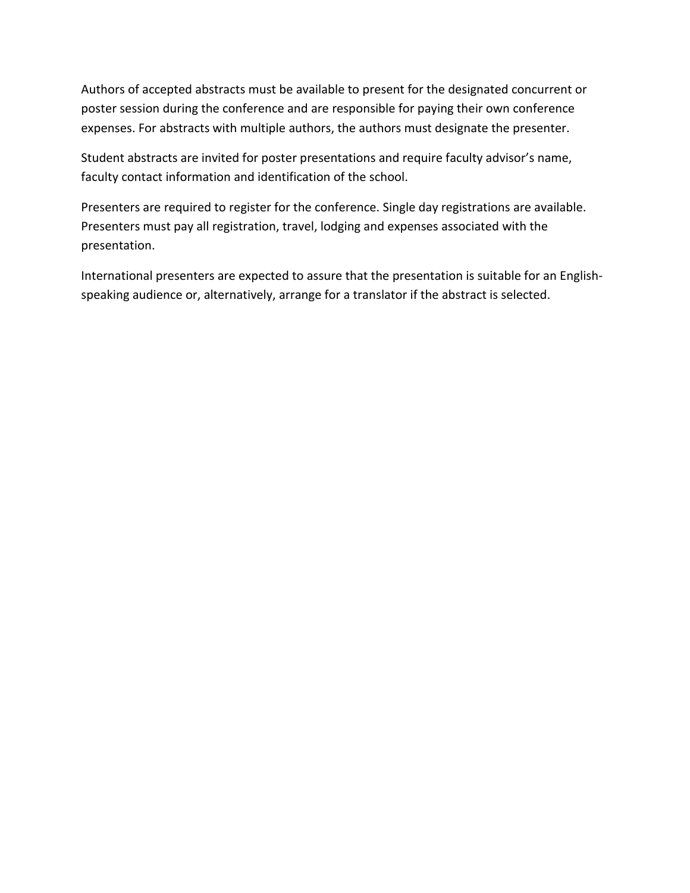Authors of accepted abstracts must be available to present for the designated concurrent or poster session during the conference and are responsible for paying their own conference expenses. For abstracts with multiple authors, the authors must designate the presenter.

Student abstracts are invited for poster presentations and require faculty advisor's name, faculty contact information and identification of the school.

Presenters are required to register for the conference. Single day registrations are available. Presenters must pay all registration, travel, lodging and expenses associated with the presentation.

International presenters are expected to assure that the presentation is suitable for an English-speaking audience or, alternatively, arrange for a translator if the abstract is selected.